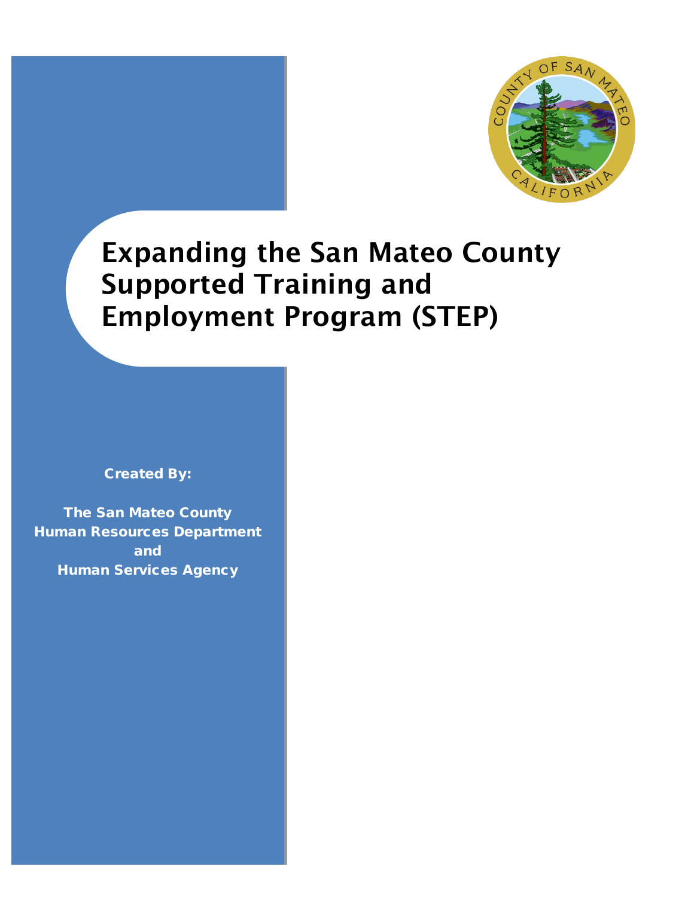# Expanding the San Mateo County Supported Training and Employment Program (STEP)

**Created By:**

**The San Mateo County Human Resources Department and Human Services Agency**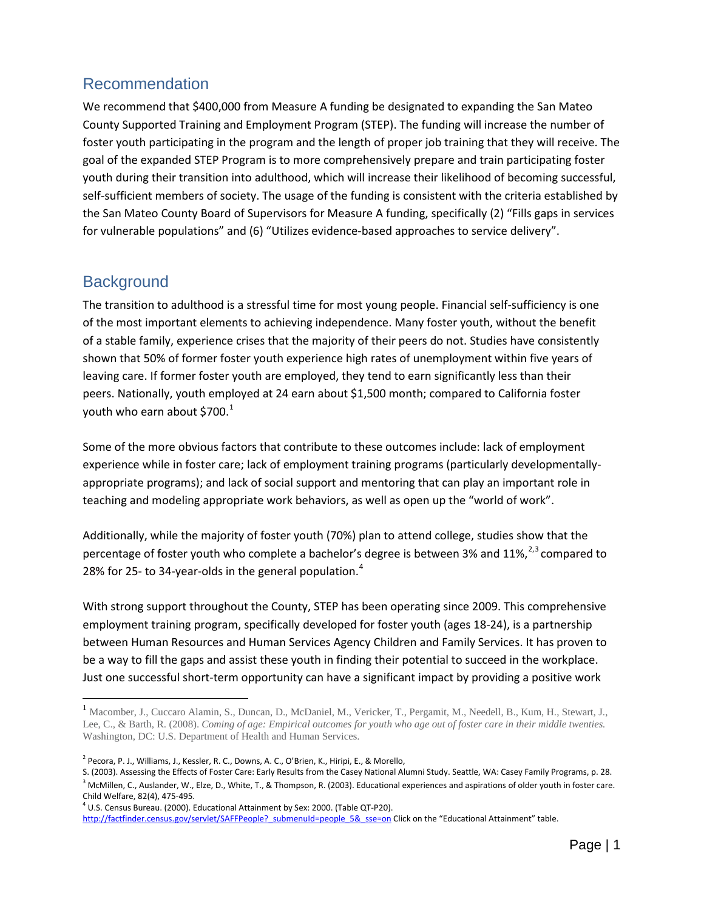## Recommendation

We recommend that $400,000 from Measure A funding be designated to expanding the San Mateo County Supported Training and Employment Program (STEP). The funding will increase the number of foster youth participating in the program and the length of proper job training that they will receive. The goal of the expanded STEP Program is to more comprehensively prepare and train participating foster youth during their transition into adulthood, which will increase their likelihood of becoming successful, self-sufficient members of society. The usage of the funding is consistent with the criteria established by the San Mateo County Board of Supervisors for Measure A funding, specifically (2) "Fills gaps in services for vulnerable populations" and (6) "Utilizes evidence-based approaches to service delivery".

## Background

The transition to adulthood is a stressful time for most young people. Financial self-sufficiency is one of the most important elements to achieving independence. Many foster youth, without the benefit of a stable family, experience crises that the majority of their peers do not. Studies have consistently shown that 50% of former foster youth experience high rates of unemployment within five years of leaving care. If former foster youth are employed, they tend to earn significantly less than their peers. Nationally, youth employed at 24 earn about $1,500 month; compared to California foster youth who earn about $700.[1]

Some of the more obvious factors that contribute to these outcomes include: lack of employment experience while in foster care; lack of employment training programs (particularly developmentally-appropriate programs); and lack of social support and mentoring that can play an important role in teaching and modeling appropriate work behaviors, as well as open up the "world of work".

Additionally, while the majority of foster youth (70%) plan to attend college, studies show that the percentage of foster youth who complete a bachelor's degree is between 3% and 11%,[2,3] compared to 28% for 25- to 34-year-olds in the general population.[4]

With strong support throughout the County, STEP has been operating since 2009. This comprehensive employment training program, specifically developed for foster youth (ages 18-24), is a partnership between Human Resources and Human Services Agency Children and Family Services. It has proven to be a way to fill the gaps and assist these youth in finding their potential to succeed in the workplace. Just one successful short-term opportunity can have a significant impact by providing a positive work

---

[1] Macomber, J., Cuccaro Alamin, S., Duncan, D., McDaniel, M., Vericker, T., Pergamit, M., Needell, B., Kum, H., Stewart, J., Lee, C., & Barth, R. (2008). *Coming of age: Empirical outcomes for youth who age out of foster care in their middle twenties.* Washington, DC: U.S. Department of Health and Human Services.

[2] Pecora, P. J., Williams, J., Kessler, R. C., Downs, A. C., O'Brien, K., Hiripi, E., & Morello, S. (2003). Assessing the Effects of Foster Care: Early Results from the Casey National Alumni Study. Seattle, WA: Casey Family Programs, p. 28.

[3] McMillen, C., Auslander, W., Elze, D., White, T., & Thompson, R. (2003). Educational experiences and aspirations of older youth in foster care. Child Welfare, 82(4), 475-495.

[4] U.S. Census Bureau. (2000). Educational Attainment by Sex: 2000. (Table QT-P20). http://factfinder.census.gov/servlet/SAFFPeople?_submenuId=people_5&_sse=on Click on the "Educational Attainment" table.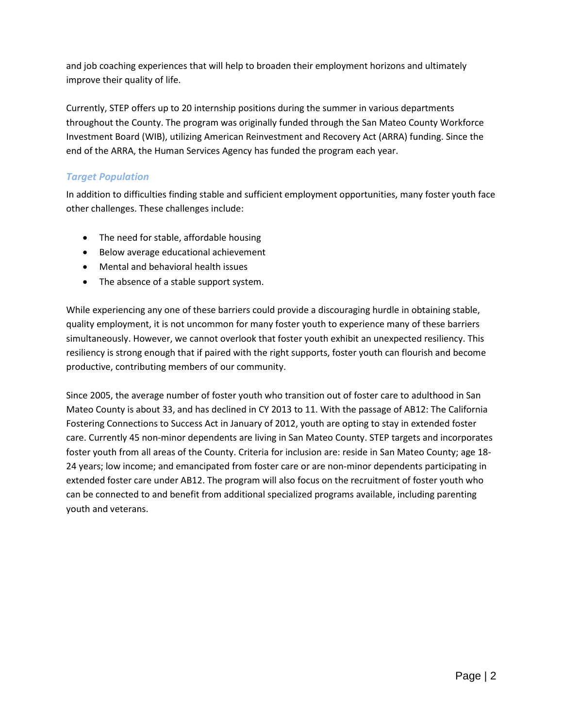and job coaching experiences that will help to broaden their employment horizons and ultimately improve their quality of life.

Currently, STEP offers up to 20 internship positions during the summer in various departments throughout the County. The program was originally funded through the San Mateo County Workforce Investment Board (WIB), utilizing American Reinvestment and Recovery Act (ARRA) funding. Since the end of the ARRA, the Human Services Agency has funded the program each year.

### *Target Population*

In addition to difficulties finding stable and sufficient employment opportunities, many foster youth face other challenges. These challenges include:

- The need for stable, affordable housing
- Below average educational achievement
- Mental and behavioral health issues
- The absence of a stable support system.

While experiencing any one of these barriers could provide a discouraging hurdle in obtaining stable, quality employment, it is not uncommon for many foster youth to experience many of these barriers simultaneously. However, we cannot overlook that foster youth exhibit an unexpected resiliency. This resiliency is strong enough that if paired with the right supports, foster youth can flourish and become productive, contributing members of our community.

Since 2005, the average number of foster youth who transition out of foster care to adulthood in San Mateo County is about 33, and has declined in CY 2013 to 11. With the passage of AB12: The California Fostering Connections to Success Act in January of 2012, youth are opting to stay in extended foster care. Currently 45 non-minor dependents are living in San Mateo County. STEP targets and incorporates foster youth from all areas of the County. Criteria for inclusion are: reside in San Mateo County; age 18-24 years; low income; and emancipated from foster care or are non-minor dependents participating in extended foster care under AB12. The program will also focus on the recruitment of foster youth who can be connected to and benefit from additional specialized programs available, including parenting youth and veterans.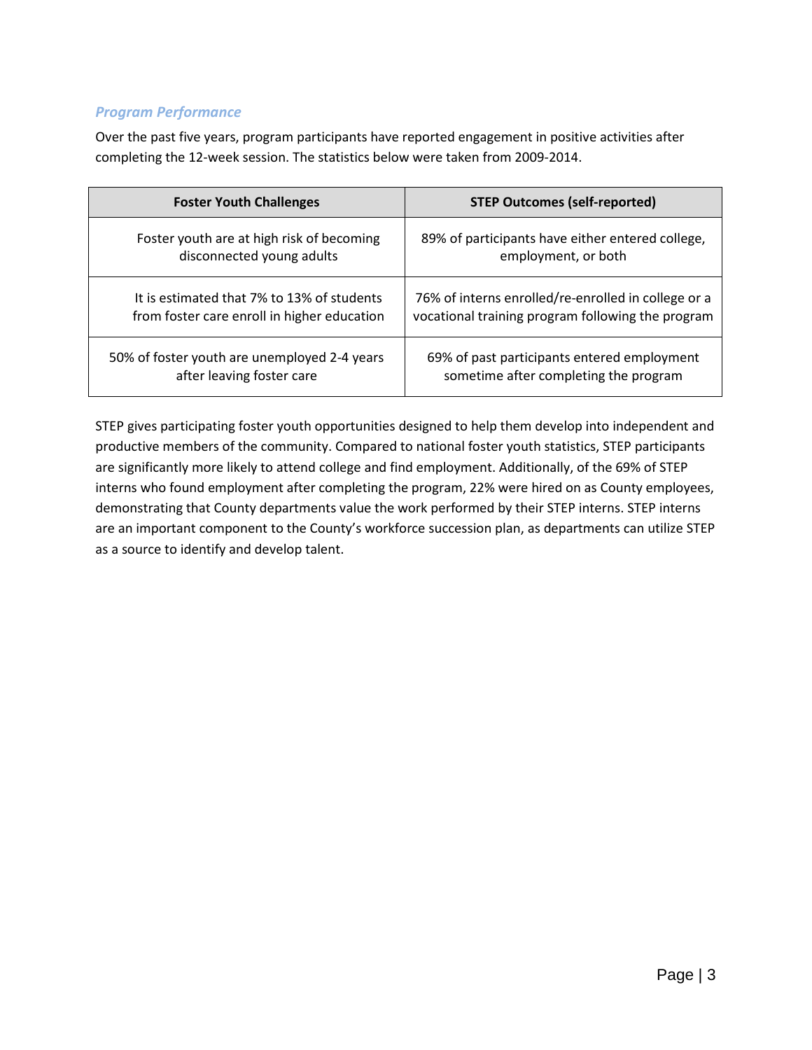### *Program Performance*

Over the past five years, program participants have reported engagement in positive activities after completing the 12-week session. The statistics below were taken from 2009-2014.

| Foster Youth Challenges | STEP Outcomes (self-reported) |
|---|---|
| Foster youth are at high risk of becoming disconnected young adults | 89% of participants have either entered college, employment, or both |
| It is estimated that 7% to 13% of students from foster care enroll in higher education | 76% of interns enrolled/re-enrolled in college or a vocational training program following the program |
| 50% of foster youth are unemployed 2-4 years after leaving foster care | 69% of past participants entered employment sometime after completing the program |

STEP gives participating foster youth opportunities designed to help them develop into independent and productive members of the community. Compared to national foster youth statistics, STEP participants are significantly more likely to attend college and find employment. Additionally, of the 69% of STEP interns who found employment after completing the program, 22% were hired on as County employees, demonstrating that County departments value the work performed by their STEP interns. STEP interns are an important component to the County's workforce succession plan, as departments can utilize STEP as a source to identify and develop talent.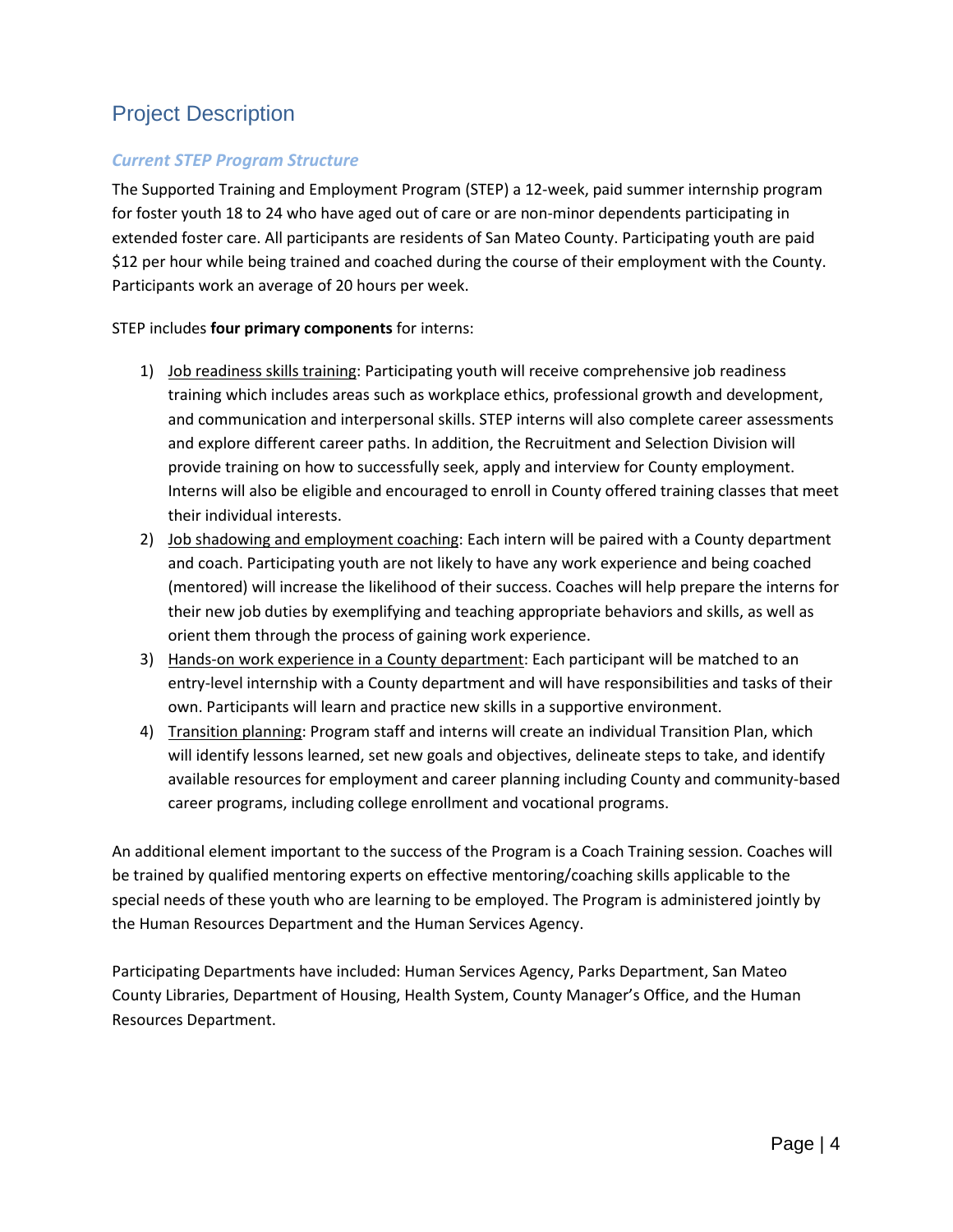## Project Description

### *Current STEP Program Structure*

The Supported Training and Employment Program (STEP) a 12-week, paid summer internship program for foster youth 18 to 24 who have aged out of care or are non-minor dependents participating in extended foster care. All participants are residents of San Mateo County. Participating youth are paid $12 per hour while being trained and coached during the course of their employment with the County. Participants work an average of 20 hours per week.

STEP includes **four primary components** for interns:

1) Job readiness skills training: Participating youth will receive comprehensive job readiness training which includes areas such as workplace ethics, professional growth and development, and communication and interpersonal skills. STEP interns will also complete career assessments and explore different career paths. In addition, the Recruitment and Selection Division will provide training on how to successfully seek, apply and interview for County employment. Interns will also be eligible and encouraged to enroll in County offered training classes that meet their individual interests.
2) Job shadowing and employment coaching: Each intern will be paired with a County department and coach. Participating youth are not likely to have any work experience and being coached (mentored) will increase the likelihood of their success. Coaches will help prepare the interns for their new job duties by exemplifying and teaching appropriate behaviors and skills, as well as orient them through the process of gaining work experience.
3) Hands-on work experience in a County department: Each participant will be matched to an entry-level internship with a County department and will have responsibilities and tasks of their own. Participants will learn and practice new skills in a supportive environment.
4) Transition planning: Program staff and interns will create an individual Transition Plan, which will identify lessons learned, set new goals and objectives, delineate steps to take, and identify available resources for employment and career planning including County and community-based career programs, including college enrollment and vocational programs.

An additional element important to the success of the Program is a Coach Training session. Coaches will be trained by qualified mentoring experts on effective mentoring/coaching skills applicable to the special needs of these youth who are learning to be employed. The Program is administered jointly by the Human Resources Department and the Human Services Agency.

Participating Departments have included: Human Services Agency, Parks Department, San Mateo County Libraries, Department of Housing, Health System, County Manager's Office, and the Human Resources Department.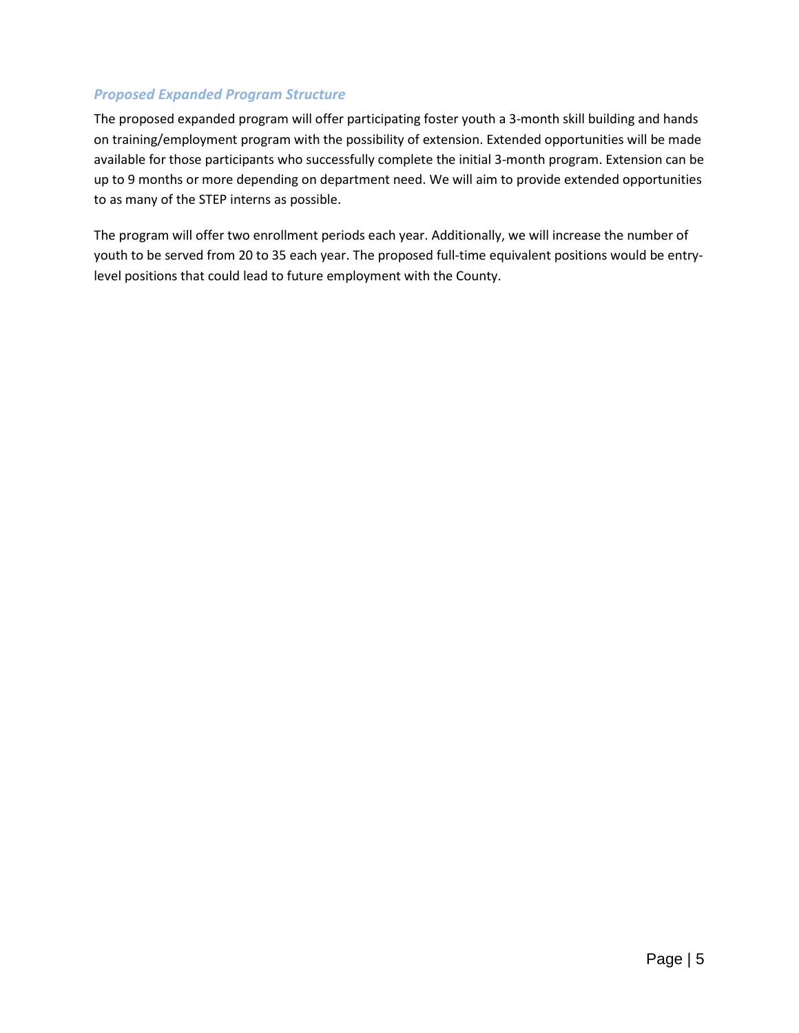### *Proposed Expanded Program Structure*

The proposed expanded program will offer participating foster youth a 3-month skill building and hands on training/employment program with the possibility of extension. Extended opportunities will be made available for those participants who successfully complete the initial 3-month program. Extension can be up to 9 months or more depending on department need. We will aim to provide extended opportunities to as many of the STEP interns as possible.

The program will offer two enrollment periods each year. Additionally, we will increase the number of youth to be served from 20 to 35 each year. The proposed full-time equivalent positions would be entry-level positions that could lead to future employment with the County.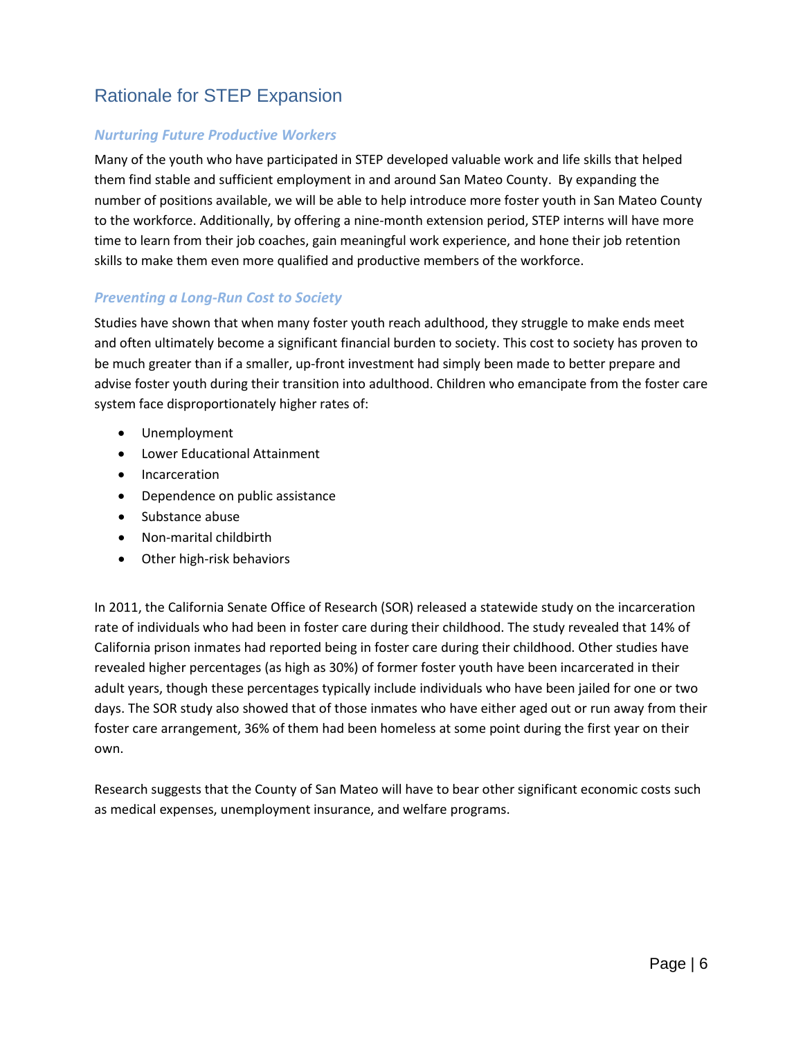## Rationale for STEP Expansion

### *Nurturing Future Productive Workers*

Many of the youth who have participated in STEP developed valuable work and life skills that helped them find stable and sufficient employment in and around San Mateo County. By expanding the number of positions available, we will be able to help introduce more foster youth in San Mateo County to the workforce. Additionally, by offering a nine-month extension period, STEP interns will have more time to learn from their job coaches, gain meaningful work experience, and hone their job retention skills to make them even more qualified and productive members of the workforce.

### *Preventing a Long-Run Cost to Society*

Studies have shown that when many foster youth reach adulthood, they struggle to make ends meet and often ultimately become a significant financial burden to society. This cost to society has proven to be much greater than if a smaller, up-front investment had simply been made to better prepare and advise foster youth during their transition into adulthood. Children who emancipate from the foster care system face disproportionately higher rates of:

- Unemployment
- Lower Educational Attainment
- Incarceration
- Dependence on public assistance
- Substance abuse
- Non-marital childbirth
- Other high-risk behaviors

In 2011, the California Senate Office of Research (SOR) released a statewide study on the incarceration rate of individuals who had been in foster care during their childhood. The study revealed that 14% of California prison inmates had reported being in foster care during their childhood. Other studies have revealed higher percentages (as high as 30%) of former foster youth have been incarcerated in their adult years, though these percentages typically include individuals who have been jailed for one or two days. The SOR study also showed that of those inmates who have either aged out or run away from their foster care arrangement, 36% of them had been homeless at some point during the first year on their own.

Research suggests that the County of San Mateo will have to bear other significant economic costs such as medical expenses, unemployment insurance, and welfare programs.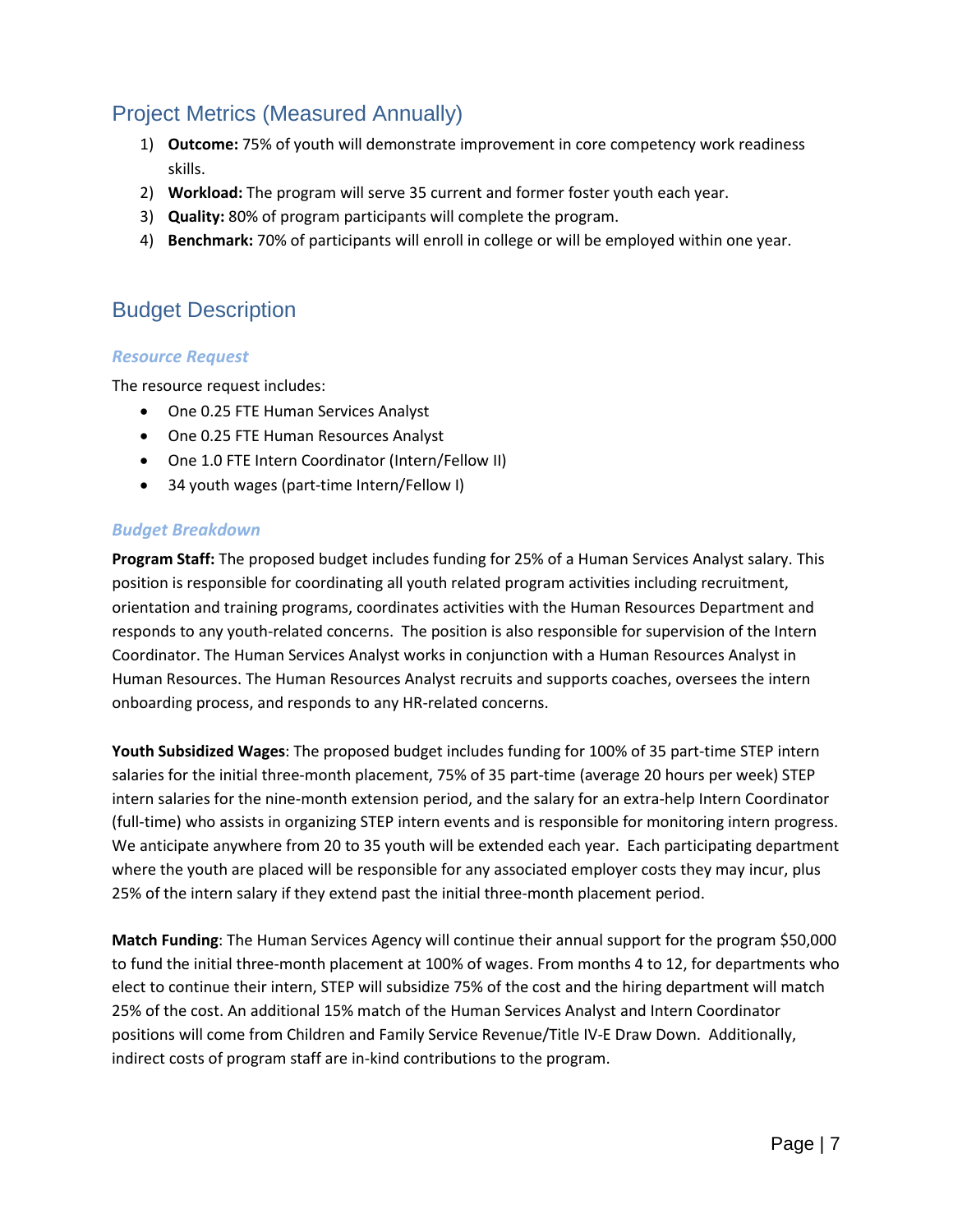## Project Metrics (Measured Annually)

1) **Outcome:** 75% of youth will demonstrate improvement in core competency work readiness skills.
2) **Workload:** The program will serve 35 current and former foster youth each year.
3) **Quality:** 80% of program participants will complete the program.
4) **Benchmark:** 70% of participants will enroll in college or will be employed within one year.

## Budget Description

### *Resource Request*

The resource request includes:

- One 0.25 FTE Human Services Analyst
- One 0.25 FTE Human Resources Analyst
- One 1.0 FTE Intern Coordinator (Intern/Fellow II)
- 34 youth wages (part-time Intern/Fellow I)

### *Budget Breakdown*

**Program Staff:** The proposed budget includes funding for 25% of a Human Services Analyst salary. This position is responsible for coordinating all youth related program activities including recruitment, orientation and training programs, coordinates activities with the Human Resources Department and responds to any youth-related concerns. The position is also responsible for supervision of the Intern Coordinator. The Human Services Analyst works in conjunction with a Human Resources Analyst in Human Resources. The Human Resources Analyst recruits and supports coaches, oversees the intern onboarding process, and responds to any HR-related concerns.

**Youth Subsidized Wages**: The proposed budget includes funding for 100% of 35 part-time STEP intern salaries for the initial three-month placement, 75% of 35 part-time (average 20 hours per week) STEP intern salaries for the nine-month extension period, and the salary for an extra-help Intern Coordinator (full-time) who assists in organizing STEP intern events and is responsible for monitoring intern progress. We anticipate anywhere from 20 to 35 youth will be extended each year. Each participating department where the youth are placed will be responsible for any associated employer costs they may incur, plus 25% of the intern salary if they extend past the initial three-month placement period.

**Match Funding**: The Human Services Agency will continue their annual support for the program $50,000 to fund the initial three-month placement at 100% of wages. From months 4 to 12, for departments who elect to continue their intern, STEP will subsidize 75% of the cost and the hiring department will match 25% of the cost. An additional 15% match of the Human Services Analyst and Intern Coordinator positions will come from Children and Family Service Revenue/Title IV-E Draw Down. Additionally, indirect costs of program staff are in-kind contributions to the program.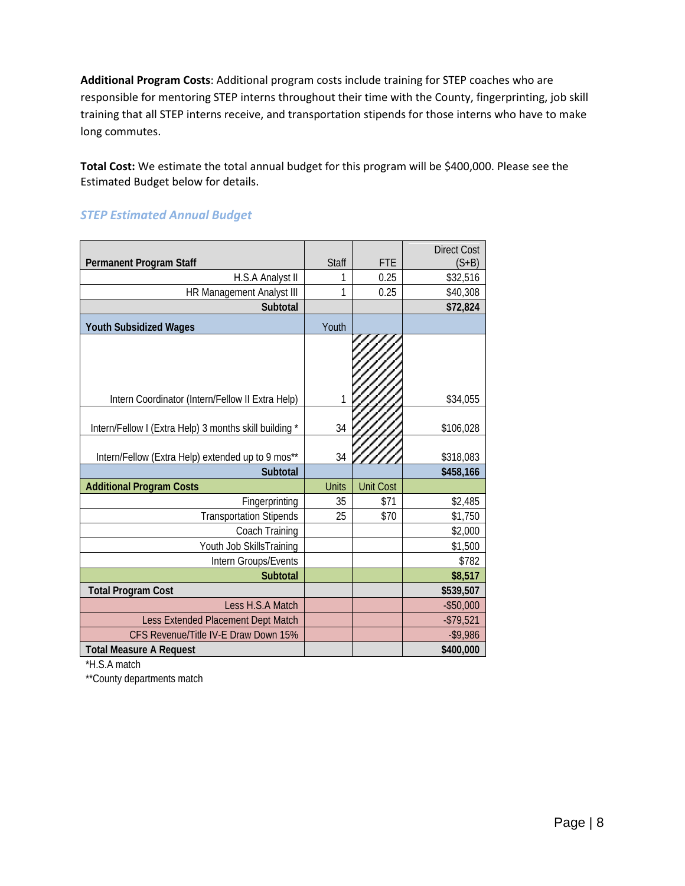**Additional Program Costs**: Additional program costs include training for STEP coaches who are responsible for mentoring STEP interns throughout their time with the County, fingerprinting, job skill training that all STEP interns receive, and transportation stipends for those interns who have to make long commutes.

**Total Cost:** We estimate the total annual budget for this program will be $400,000. Please see the Estimated Budget below for details.

### *STEP Estimated Annual Budget*

| Permanent Program Staff | Staff | FTE | Direct Cost (S+B) |
|---|---|---|---|
| H.S.A Analyst II | 1 | 0.25 | $32,516 |
| HR Management Analyst III | 1 | 0.25 | $40,308 |
| **Subtotal** | | | **$72,824** |
| **Youth Subsidized Wages** | Youth | | |
| Intern Coordinator (Intern/Fellow II Extra Help) | 1 | | $34,055 |
| Intern/Fellow I (Extra Help) 3 months skill building * | 34 | | $106,028 |
| Intern/Fellow (Extra Help) extended up to 9 mos** | 34 | | $318,083 |
| **Subtotal** | | | **$458,166** |
| **Additional Program Costs** | Units | Unit Cost | |
| Fingerprinting | 35 | $71 | $2,485 |
| Transportation Stipends | 25 | $70 | $1,750 |
| Coach Training | | | $2,000 |
| Youth Job SkillsTraining | | | $1,500 |
| Intern Groups/Events | | | $782 |
| **Subtotal** | | | **$8,517** |
| **Total Program Cost** | | | **$539,507** |
| Less H.S.A Match | | | -$50,000 |
| Less Extended Placement Dept Match | | | -$79,521 |
| CFS Revenue/Title IV-E Draw Down 15% | | | -$9,986 |
| **Total Measure A Request** | | | **$400,000** |

*H.S.A match

**County departments match